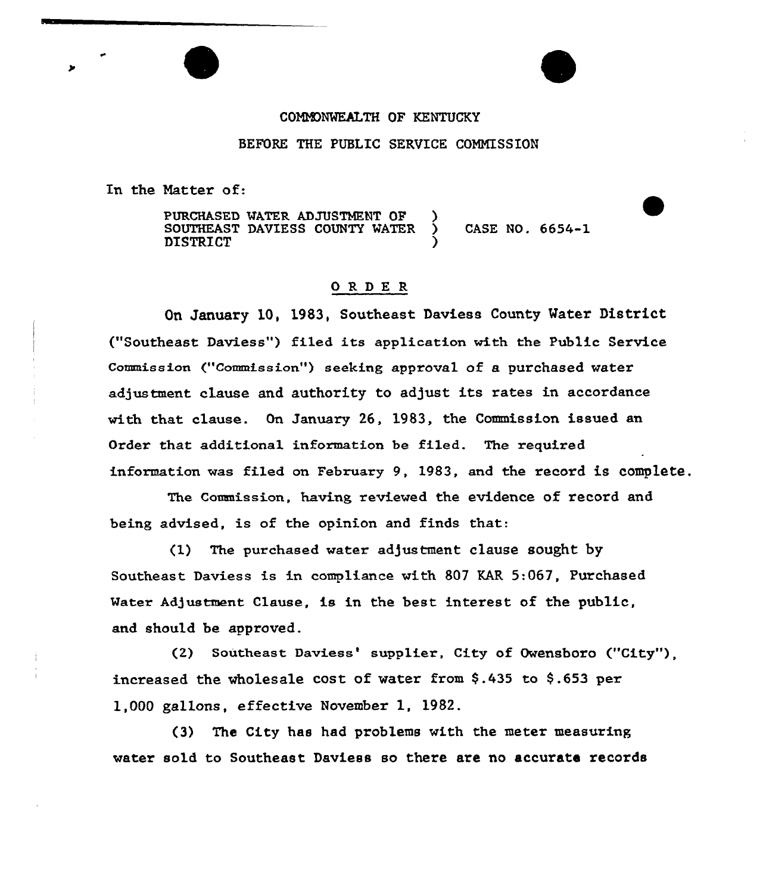COMMONWEALTH OF KENTUCKY

BEFORE THE PUBLIC SERVICE COMMISSION

In the Matter of:

PURCHASED WATER ADJUSTMENT OF SOUTHEAST DAVIESS COUNTY WATER DISTRICT ) CASE NO. 6654-1

## O R D E R

On January 10, 1983, Southeast Daviess County Water District ("Southeast Daviess") filed its application with the Public Service Commission ("Commission") seeking approval of a purchased water adjustment clause and authority to adjust its rates in accordance with that clause. On January 26, 1983, the Commission issued an Order that additional information be filed. The required information was filed on February 9, 1983, and the record is complete.

The Commission, having reviewed the evidence of record and being advised, is of the opinion and finds that:

(1) The purchased water adjustment clause sought by Southeast Daviess is in compliance with 807 KAR 5:067, Purchased Water Adjustment Clause, is in the best interest of the public, and should be approved.

(2) Southeast Daviess' supplier, City of Owensboro ("City"), increased the wholesale cost of water from $.435 to $.653 per 1,000 gallons, effective November 1, 1982.

(3) The City has had problems with the meter measuring water sold to Southeast Daviess so there are no accurate records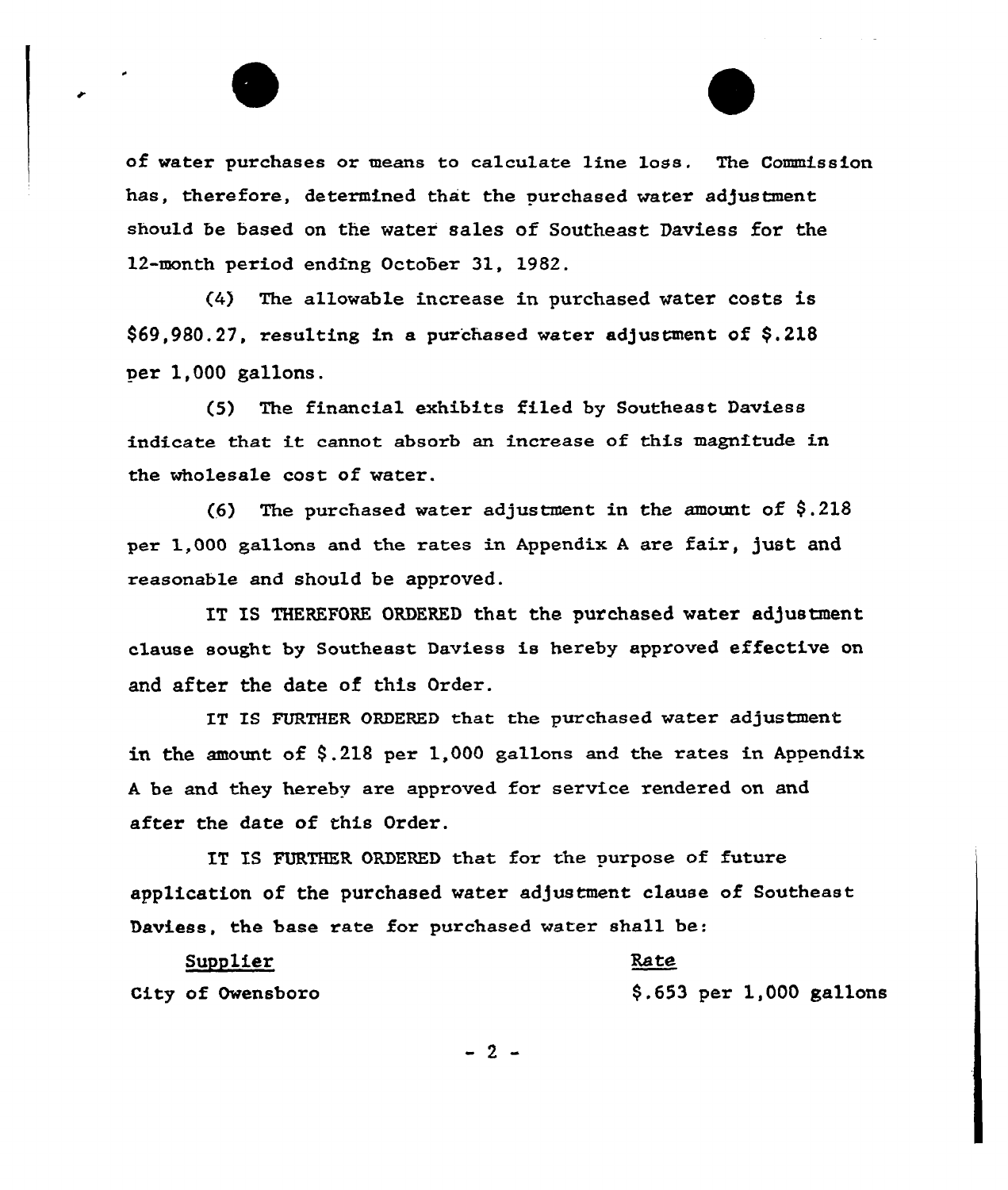of water purchases or means to calculate line loss. The Commission has, therefore, determined that the purchased water adjustment should be based on the water sales of Southeast Daviess for the 12-month period ending October 31, 1982.

(4) The allowable increase in purchased water costs is $69,980.27, resulting in a purchased water adjustment of $.218 per 1,000 gallons.

(5) The financial exhibits filed by Southeast Daviess indicate that it cannot absorb an increase of this magnitude in the wholesale cost of water.

(6) The purchased water adjustment in the amount of $.218 per 1,000 gallons and the rates in Appendix A are fair, just and reasonable and should be approved.

IT IS THEREFORE ORDERED that the purchased water adjustment clause sought by Southeast Daviess is hereby approved effective on and after the date of this Order.

IT IS FURTHER ORDERED that the purchased water adjustment in the amount of $.218 per 1,000 gallons and the rates in Appendix A be and they hereby are approved for service rendered on and after the date of this Order.

IT IS FURTHER ORDERED that for the purpose of future application of the purchased water adjustment clause of Southeast Daviess, the base rate for purchased water shall be:

| Supplier | Rate |
|---|---|
| City of Owensboro | $.653 per 1,000 gallons |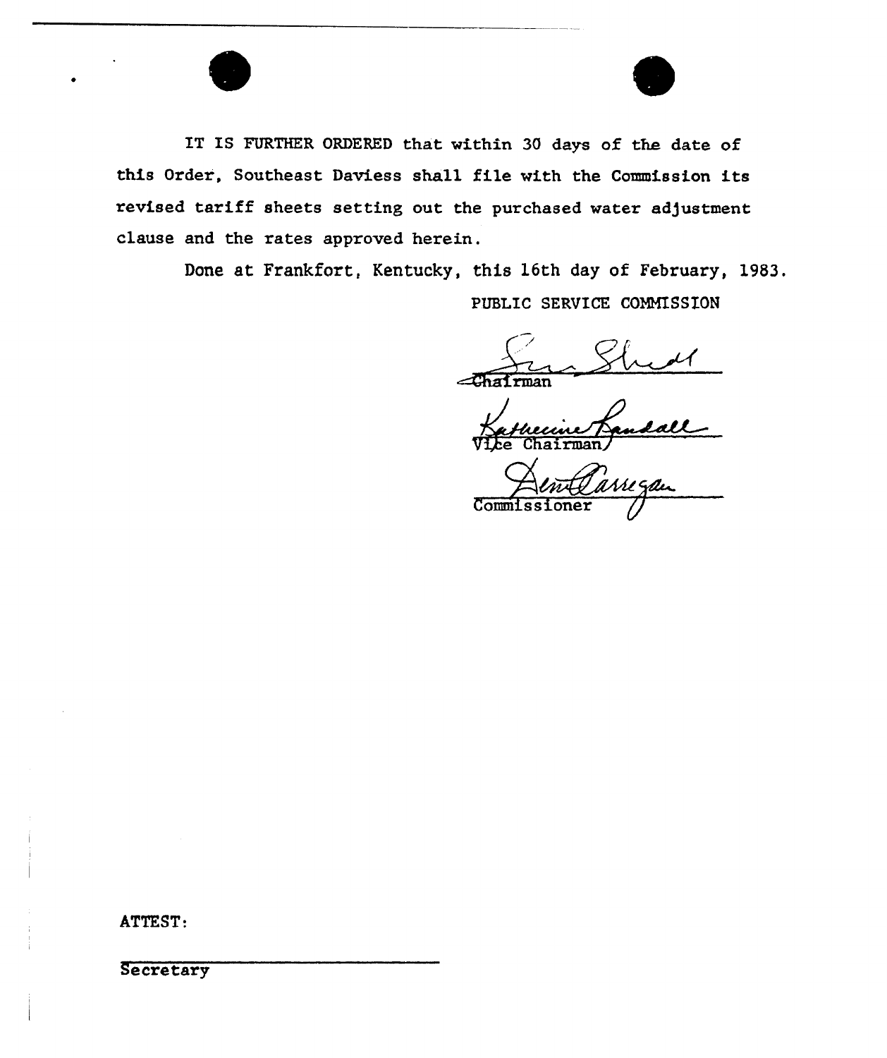IT IS FURTHER ORDERED that within 30 days of the date of this Order, Southeast Daviess shall file with the Commission its revised tariff sheets setting out the purchased water adjustment clause and the rates approved herein.

Done at Frankfort, Kentucky, this 16th day of February, 1983.

PUBLIC SERVICE COMMISSION

Chairman

Vice Chairman

Commissioner

ATTEST:

Secretary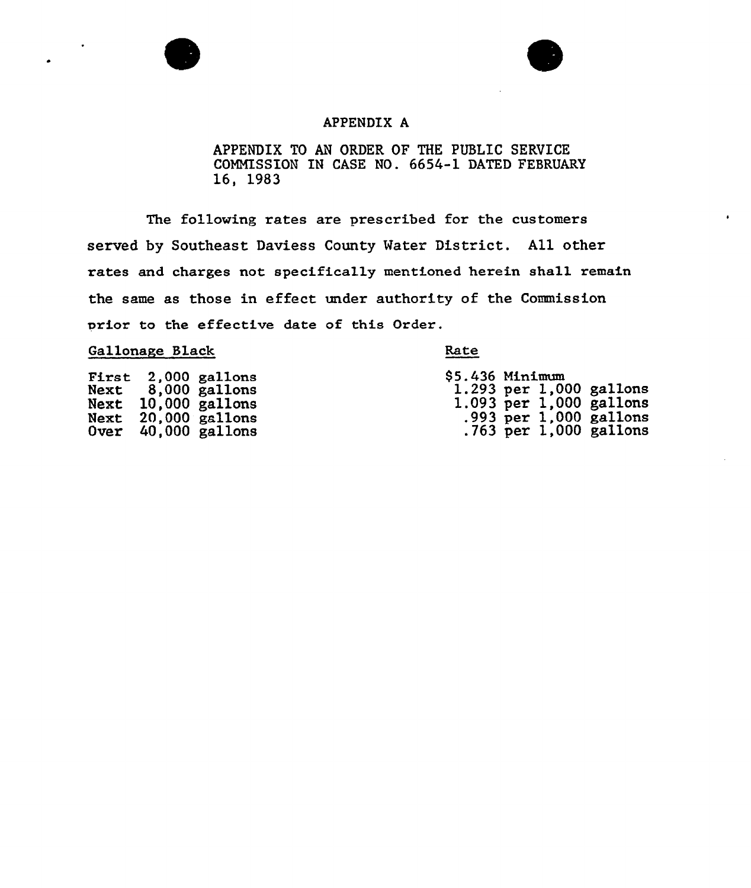# APPENDIX A

APPENDIX TO AN ORDER OF THE PUBLIC SERVICE COMMISSION IN CASE NO. 6654-1 DATED FEBRUARY 16, 1983

The following rates are prescribed for the customers served by Southeast Daviess County Water District. All other rates and charges not specifically mentioned herein shall remain the same as those in effect under authority of the Commission prior to the effective date of this Order.

| Gallonage Black | Rate |
| --- | --- |
| First 2,000 gallons | $5.436 Minimum |
| Next 8,000 gallons | 1.293 per 1,000 gallons |
| Next 10,000 gallons | 1.093 per 1,000 gallons |
| Next 20,000 gallons | .993 per 1,000 gallons |
| Over 40,000 gallons | .763 per 1,000 gallons |